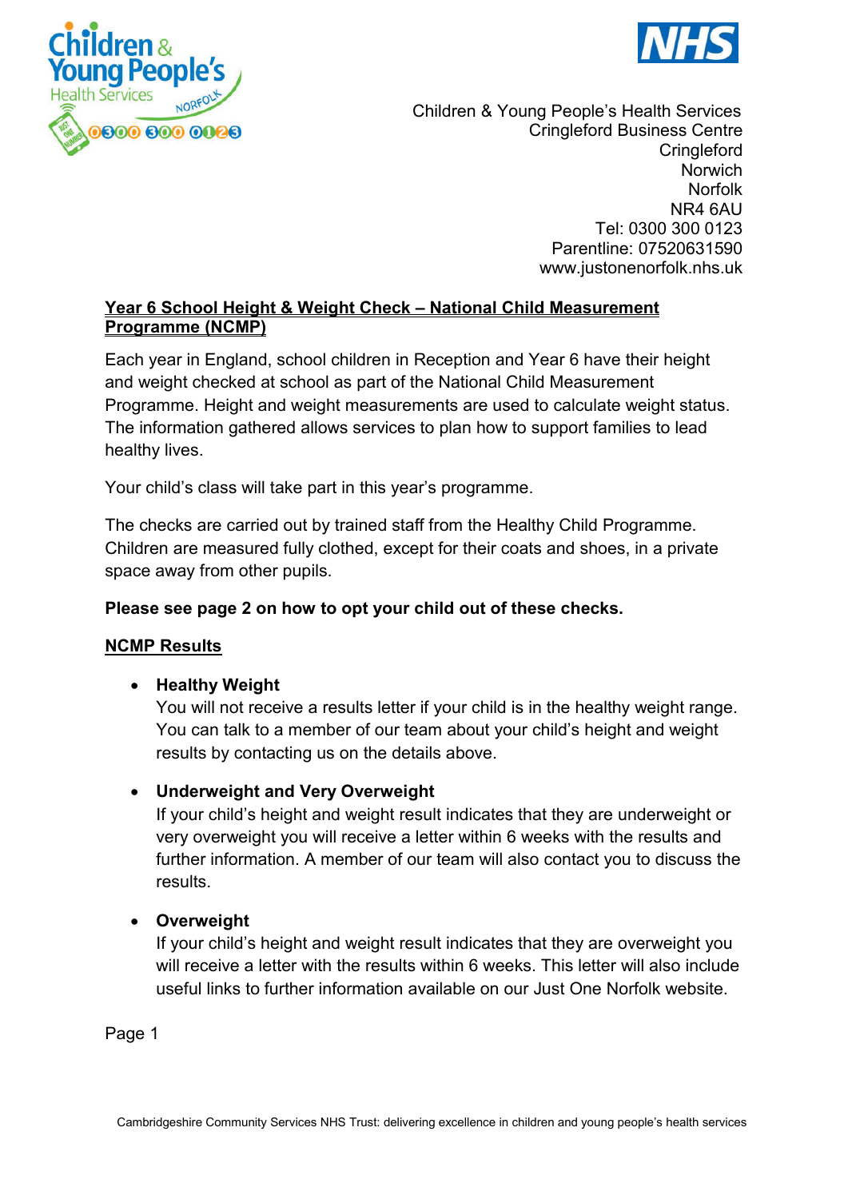Children & Young People's Health Services
Cringleford Business Centre
Cringleford
Norwich
Norfolk
NR4 6AU
Tel: 0300 300 0123
Parentline: 07520631590
www.justonenorfolk.nhs.uk

## Year 6 School Height & Weight Check – National Child Measurement Programme (NCMP)

Each year in England, school children in Reception and Year 6 have their height and weight checked at school as part of the National Child Measurement Programme. Height and weight measurements are used to calculate weight status. The information gathered allows services to plan how to support families to lead healthy lives.

Your child's class will take part in this year's programme.

The checks are carried out by trained staff from the Healthy Child Programme. Children are measured fully clothed, except for their coats and shoes, in a private space away from other pupils.

**Please see page 2 on how to opt your child out of these checks.**

## NCMP Results

- **Healthy Weight**
  You will not receive a results letter if your child is in the healthy weight range. You can talk to a member of our team about your child's height and weight results by contacting us on the details above.

- **Underweight and Very Overweight**
  If your child's height and weight result indicates that they are underweight or very overweight you will receive a letter within 6 weeks with the results and further information. A member of our team will also contact you to discuss the results.

- **Overweight**
  If your child's height and weight result indicates that they are overweight you will receive a letter with the results within 6 weeks. This letter will also include useful links to further information available on our Just One Norfolk website.

Cambridgeshire Community Services NHS Trust: delivering excellence in children and young people's health services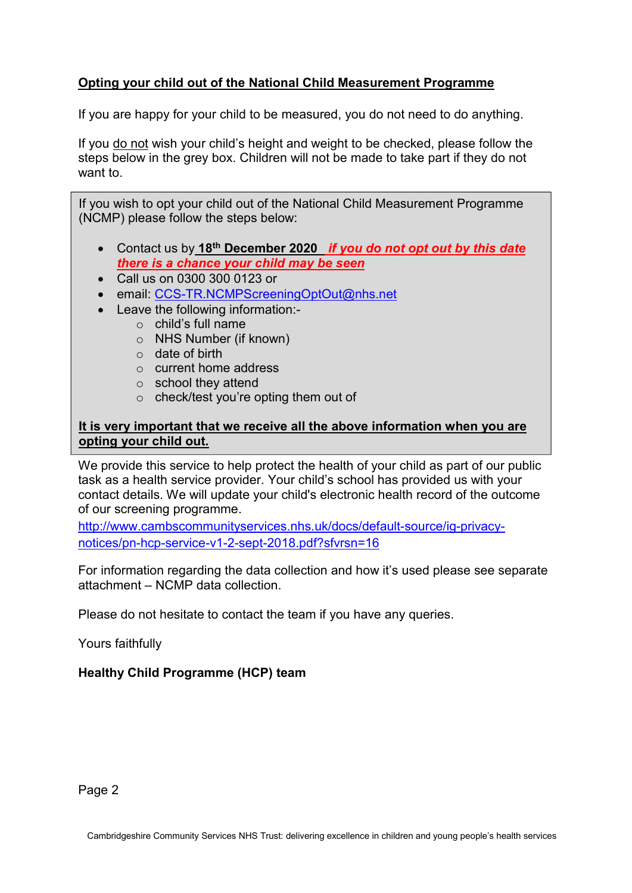## Opting your child out of the National Child Measurement Programme

If you are happy for your child to be measured, you do not need to do anything.

If you do not wish your child's height and weight to be checked, please follow the steps below in the grey box. Children will not be made to take part if they do not want to.

If you wish to opt your child out of the National Child Measurement Programme (NCMP) please follow the steps below:

- Contact us by **18th December 2020** ***if you do not opt out by this date there is a chance your child may be seen***
- Call us on 0300 300 0123 or
- email: CCS-TR.NCMPScreeningOptOut@nhs.net
- Leave the following information:-
  - child's full name
  - NHS Number (if known)
  - date of birth
  - current home address
  - school they attend
  - check/test you're opting them out of

**It is very important that we receive all the above information when you are opting your child out.**

We provide this service to help protect the health of your child as part of our public task as a health service provider. Your child's school has provided us with your contact details. We will update your child's electronic health record of the outcome of our screening programme.

http://www.cambscommunityservices.nhs.uk/docs/default-source/ig-privacy-notices/pn-hcp-service-v1-2-sept-2018.pdf?sfvrsn=16

For information regarding the data collection and how it's used please see separate attachment – NCMP data collection.

Please do not hesitate to contact the team if you have any queries.

Yours faithfully

**Healthy Child Programme (HCP) team**